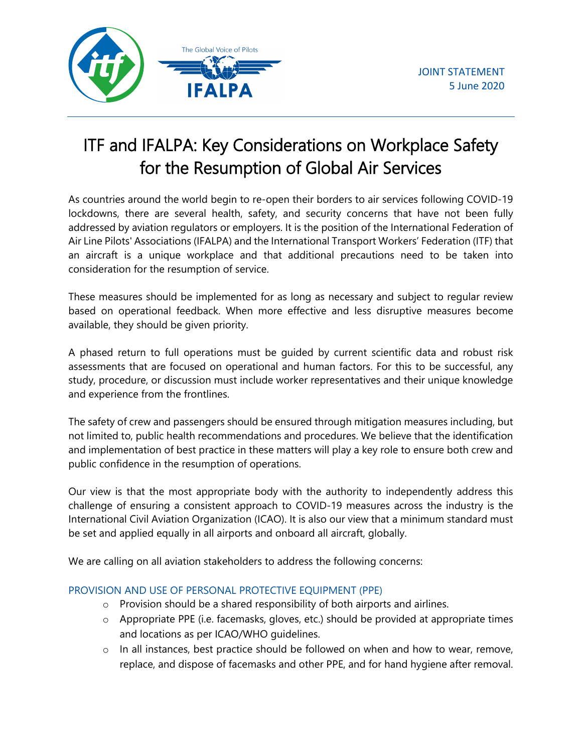JOINT STATEMENT
5 June 2020

# ITF and IFALPA: Key Considerations on Workplace Safety for the Resumption of Global Air Services

As countries around the world begin to re-open their borders to air services following COVID-19 lockdowns, there are several health, safety, and security concerns that have not been fully addressed by aviation regulators or employers. It is the position of the International Federation of Air Line Pilots' Associations (IFALPA) and the International Transport Workers' Federation (ITF) that an aircraft is a unique workplace and that additional precautions need to be taken into consideration for the resumption of service.

These measures should be implemented for as long as necessary and subject to regular review based on operational feedback. When more effective and less disruptive measures become available, they should be given priority.

A phased return to full operations must be guided by current scientific data and robust risk assessments that are focused on operational and human factors. For this to be successful, any study, procedure, or discussion must include worker representatives and their unique knowledge and experience from the frontlines.

The safety of crew and passengers should be ensured through mitigation measures including, but not limited to, public health recommendations and procedures. We believe that the identification and implementation of best practice in these matters will play a key role to ensure both crew and public confidence in the resumption of operations.

Our view is that the most appropriate body with the authority to independently address this challenge of ensuring a consistent approach to COVID-19 measures across the industry is the International Civil Aviation Organization (ICAO). It is also our view that a minimum standard must be set and applied equally in all airports and onboard all aircraft, globally.

We are calling on all aviation stakeholders to address the following concerns:

### PROVISION AND USE OF PERSONAL PROTECTIVE EQUIPMENT (PPE)

- Provision should be a shared responsibility of both airports and airlines.
- Appropriate PPE (i.e. facemasks, gloves, etc.) should be provided at appropriate times and locations as per ICAO/WHO guidelines.
- In all instances, best practice should be followed on when and how to wear, remove, replace, and dispose of facemasks and other PPE, and for hand hygiene after removal.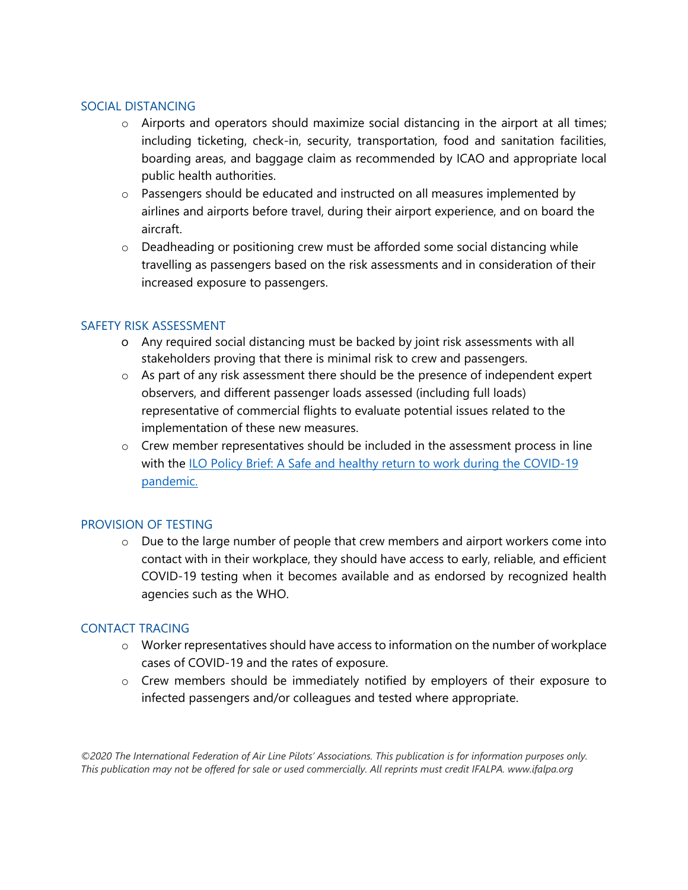## SOCIAL DISTANCING

- Airports and operators should maximize social distancing in the airport at all times; including ticketing, check-in, security, transportation, food and sanitation facilities, boarding areas, and baggage claim as recommended by ICAO and appropriate local public health authorities.
- Passengers should be educated and instructed on all measures implemented by airlines and airports before travel, during their airport experience, and on board the aircraft.
- Deadheading or positioning crew must be afforded some social distancing while travelling as passengers based on the risk assessments and in consideration of their increased exposure to passengers.

## SAFETY RISK ASSESSMENT

- Any required social distancing must be backed by joint risk assessments with all stakeholders proving that there is minimal risk to crew and passengers.
- As part of any risk assessment there should be the presence of independent expert observers, and different passenger loads assessed (including full loads) representative of commercial flights to evaluate potential issues related to the implementation of these new measures.
- Crew member representatives should be included in the assessment process in line with the ILO Policy Brief: A Safe and healthy return to work during the COVID-19 pandemic.

## PROVISION OF TESTING

- Due to the large number of people that crew members and airport workers come into contact with in their workplace, they should have access to early, reliable, and efficient COVID-19 testing when it becomes available and as endorsed by recognized health agencies such as the WHO.

## CONTACT TRACING

- Worker representatives should have access to information on the number of workplace cases of COVID-19 and the rates of exposure.
- Crew members should be immediately notified by employers of their exposure to infected passengers and/or colleagues and tested where appropriate.

*©2020 The International Federation of Air Line Pilots' Associations. This publication is for information purposes only. This publication may not be offered for sale or used commercially. All reprints must credit IFALPA. www.ifalpa.org*